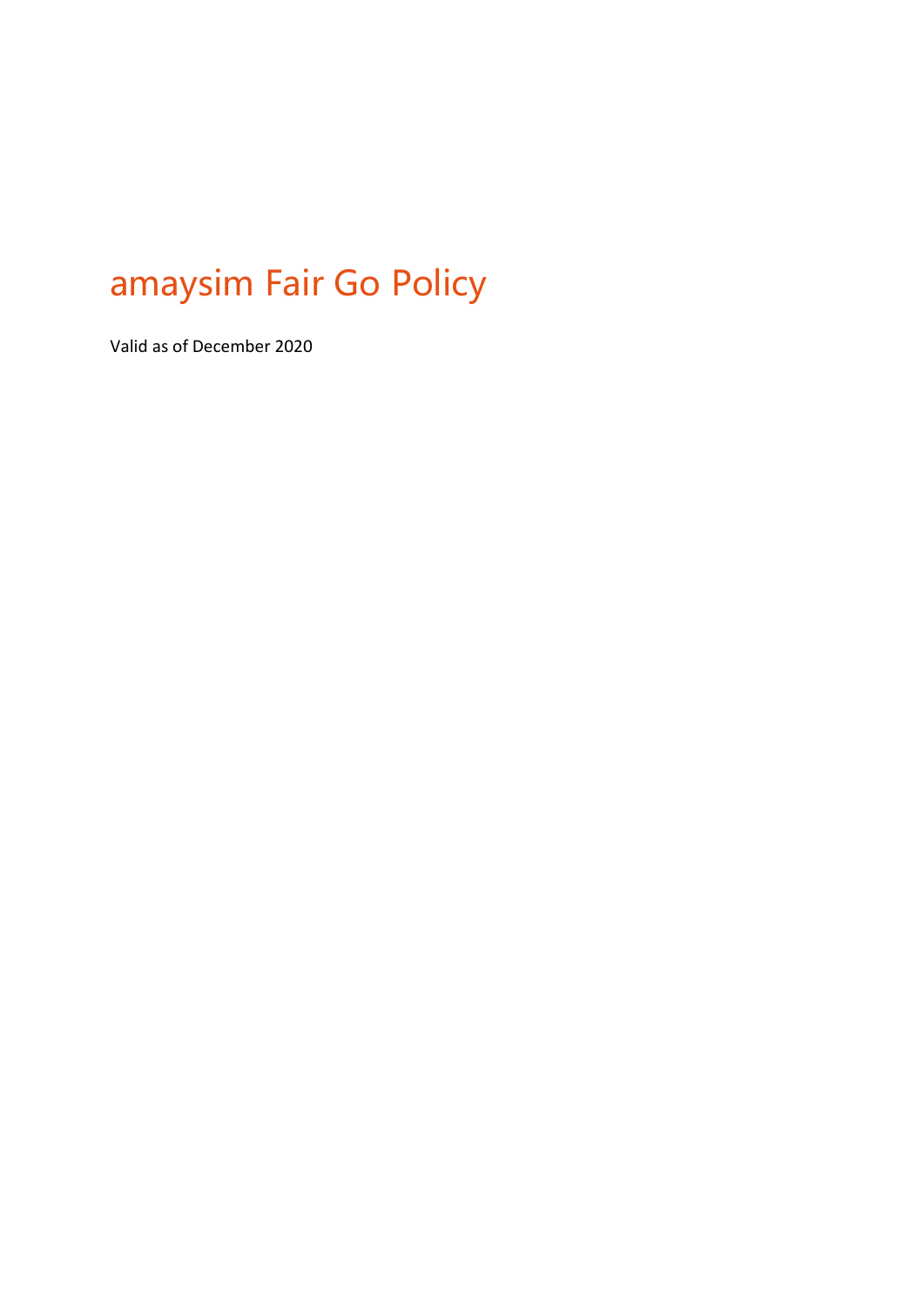# amaysim Fair Go Policy

Valid as of December 2020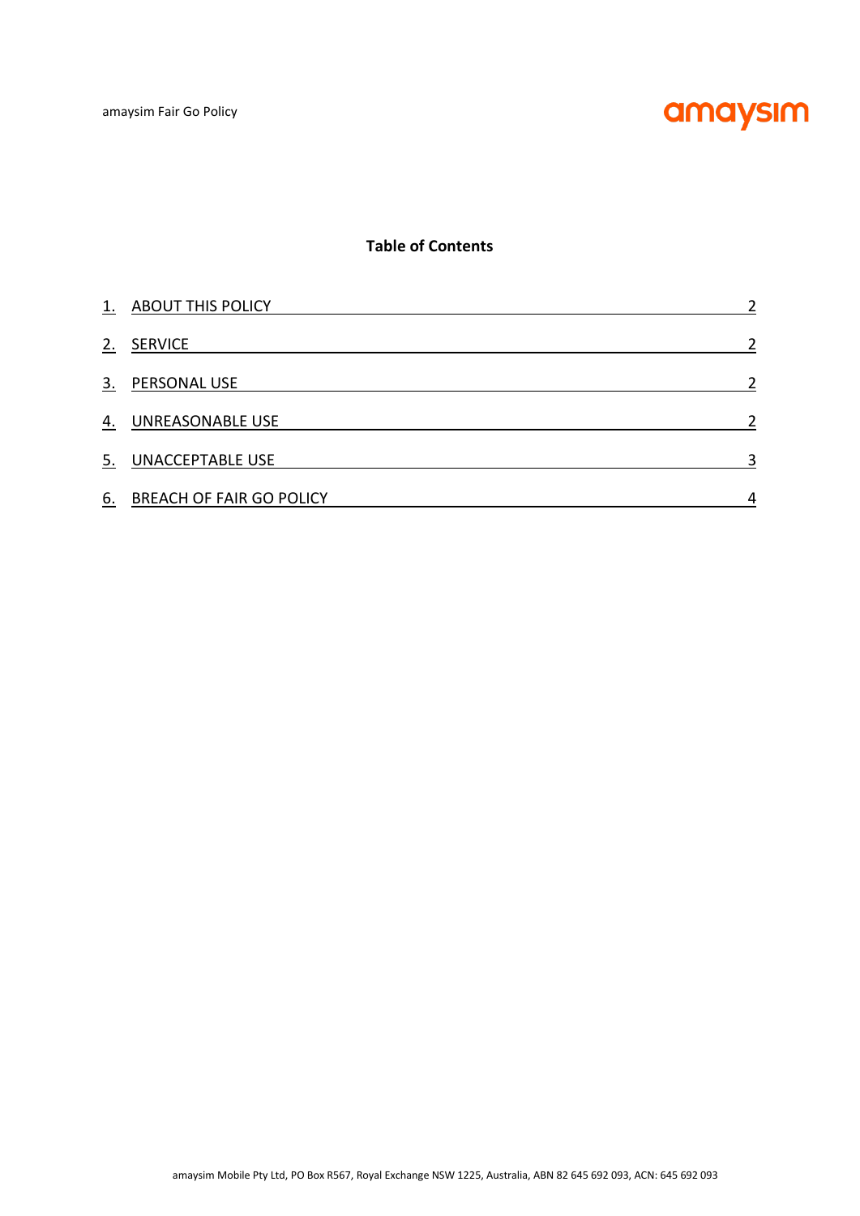**Table of Contents**

| | | |
|---|---|---|
| 1. | ABOUT THIS POLICY | 2 |
| 2. | SERVICE | 2 |
| 3. | PERSONAL USE | 2 |
| 4. | UNREASONABLE USE | 2 |
| 5. | UNACCEPTABLE USE | 3 |
| 6. | BREACH OF FAIR GO POLICY | 4 |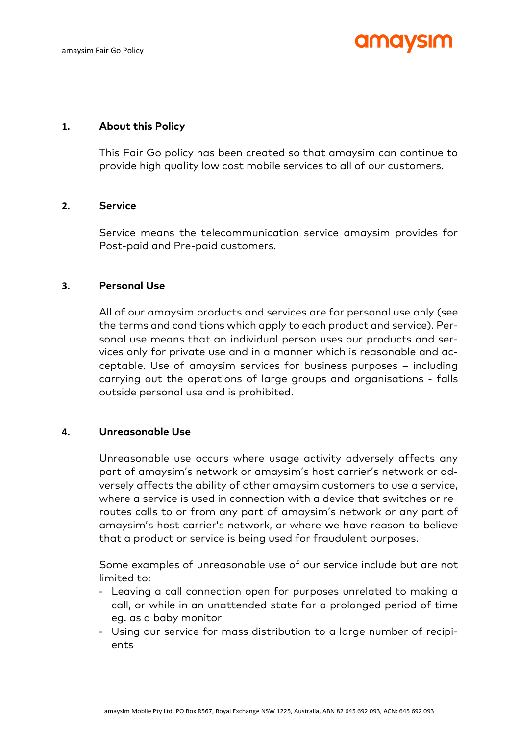## 1. About this Policy

This Fair Go policy has been created so that amaysim can continue to provide high quality low cost mobile services to all of our customers.

## 2. Service

Service means the telecommunication service amaysim provides for Post-paid and Pre-paid customers.

## 3. Personal Use

All of our amaysim products and services are for personal use only (see the terms and conditions which apply to each product and service). Personal use means that an individual person uses our products and services only for private use and in a manner which is reasonable and acceptable. Use of amaysim services for business purposes – including carrying out the operations of large groups and organisations - falls outside personal use and is prohibited.

## 4. Unreasonable Use

Unreasonable use occurs where usage activity adversely affects any part of amaysim's network or amaysim's host carrier's network or adversely affects the ability of other amaysim customers to use a service, where a service is used in connection with a device that switches or reroutes calls to or from any part of amaysim's network or any part of amaysim's host carrier's network, or where we have reason to believe that a product or service is being used for fraudulent purposes.

Some examples of unreasonable use of our service include but are not limited to:

- Leaving a call connection open for purposes unrelated to making a call, or while in an unattended state for a prolonged period of time eg. as a baby monitor
- Using our service for mass distribution to a large number of recipients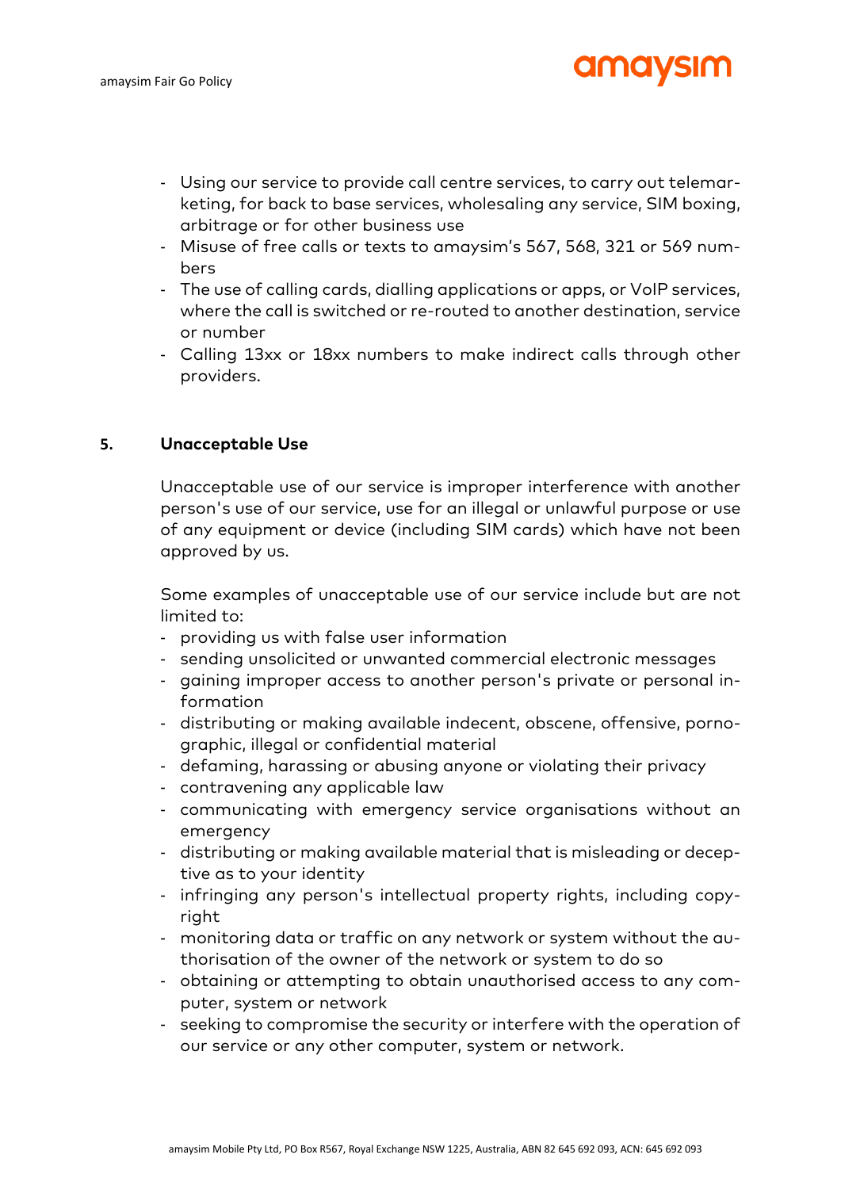- Using our service to provide call centre services, to carry out telemarketing, for back to base services, wholesaling any service, SIM boxing, arbitrage or for other business use
- Misuse of free calls or texts to amaysim's 567, 568, 321 or 569 numbers
- The use of calling cards, dialling applications or apps, or VoIP services, where the call is switched or re-routed to another destination, service or number
- Calling 13xx or 18xx numbers to make indirect calls through other providers.

## 5. Unacceptable Use

Unacceptable use of our service is improper interference with another person's use of our service, use for an illegal or unlawful purpose or use of any equipment or device (including SIM cards) which have not been approved by us.

Some examples of unacceptable use of our service include but are not limited to:

- providing us with false user information
- sending unsolicited or unwanted commercial electronic messages
- gaining improper access to another person's private or personal information
- distributing or making available indecent, obscene, offensive, pornographic, illegal or confidential material
- defaming, harassing or abusing anyone or violating their privacy
- contravening any applicable law
- communicating with emergency service organisations without an emergency
- distributing or making available material that is misleading or deceptive as to your identity
- infringing any person's intellectual property rights, including copyright
- monitoring data or traffic on any network or system without the authorisation of the owner of the network or system to do so
- obtaining or attempting to obtain unauthorised access to any computer, system or network
- seeking to compromise the security or interfere with the operation of our service or any other computer, system or network.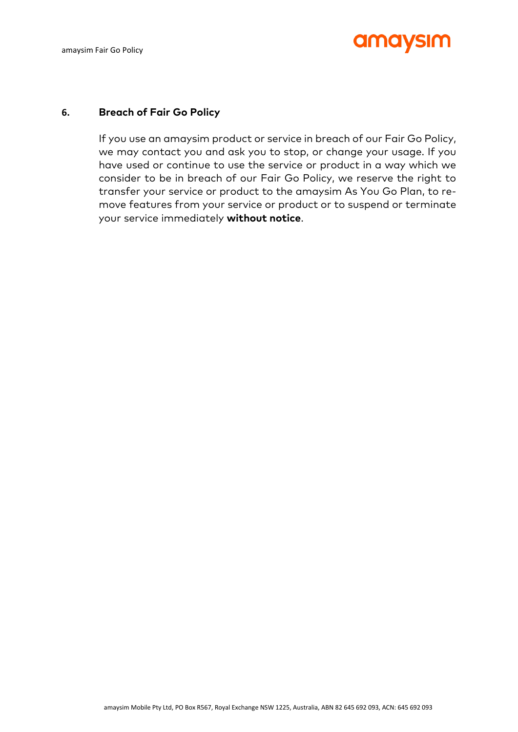## 6. Breach of Fair Go Policy

If you use an amaysim product or service in breach of our Fair Go Policy, we may contact you and ask you to stop, or change your usage. If you have used or continue to use the service or product in a way which we consider to be in breach of our Fair Go Policy, we reserve the right to transfer your service or product to the amaysim As You Go Plan, to remove features from your service or product or to suspend or terminate your service immediately **without notice**.